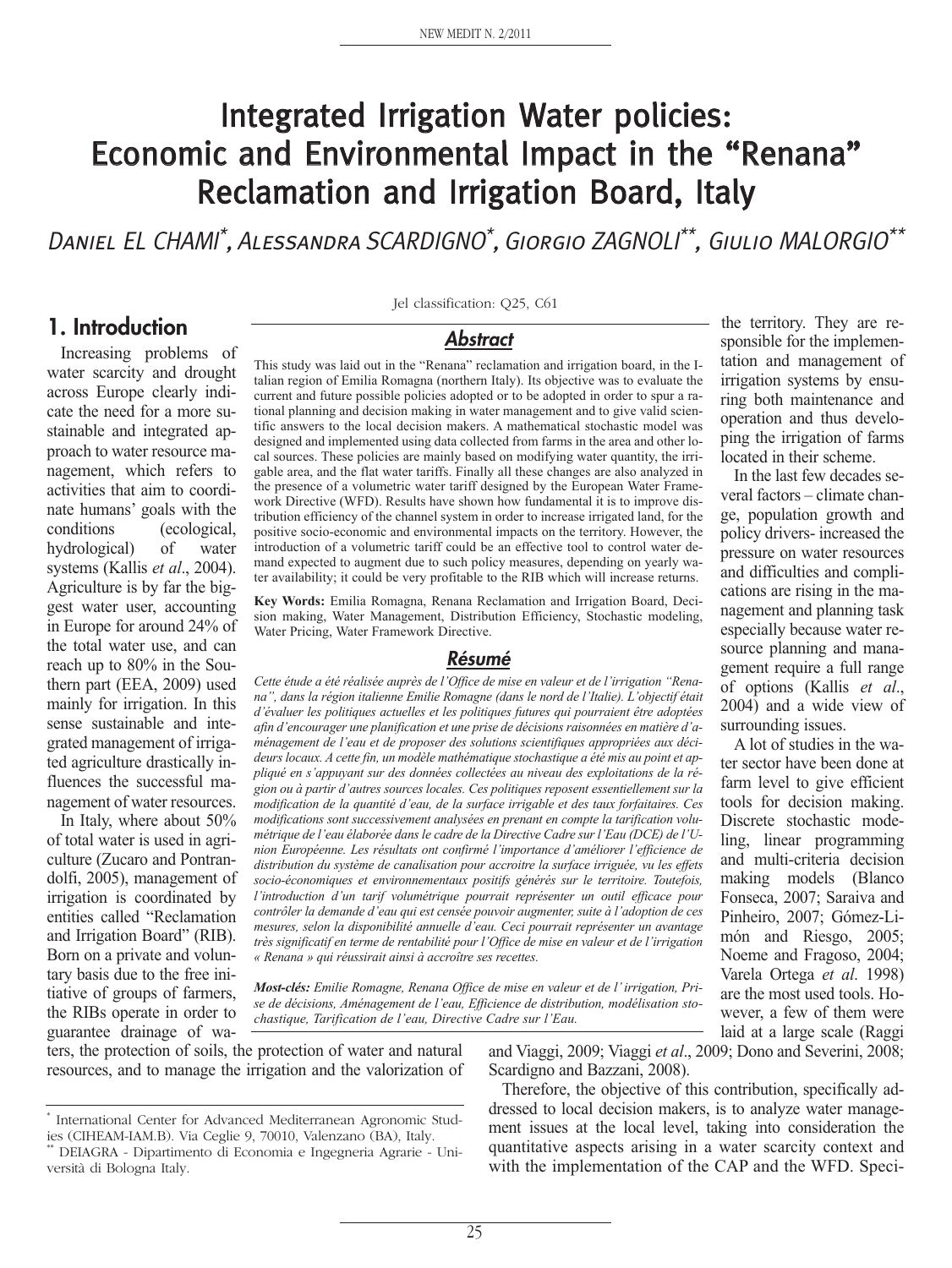# Integrated Irrigation Water policies: Economic and Environmental Impact in the "Renana" Reclamation and Irrigation Board, Italy

Daniel EL CHAMI[*], Alessandra SCARDIGNO[*], Giorgio ZAGNOLI[**], Giulio MALORGIO[**]

Jel classification: Q25, C61

## Abstract

This study was laid out in the "Renana" reclamation and irrigation board, in the Italian region of Emilia Romagna (northern Italy). Its objective was to evaluate the current and future possible policies adopted or to be adopted in order to spur a rational planning and decision making in water management and to give valid scientific answers to the local decision makers. A mathematical stochastic model was designed and implemented using data collected from farms in the area and other local sources. These policies are mainly based on modifying water quantity, the irrigable area, and the flat water tariffs. Finally all these changes are also analyzed in the presence of a volumetric water tariff designed by the European Water Framework Directive (WFD). Results have shown how fundamental it is to improve distribution efficiency of the channel system in order to increase irrigated land, for the positive socio-economic and environmental impacts on the territory. However, the introduction of a volumetric tariff could be an effective tool to control water demand expected to augment due to such policy measures, depending on yearly water availability; it could be very profitable to the RIB which will increase returns.

**Key Words:** Emilia Romagna, Renana Reclamation and Irrigation Board, Decision making, Water Management, Distribution Efficiency, Stochastic modeling, Water Pricing, Water Framework Directive.

## Résumé

*Cette étude a été réalisée auprès de l'Office de mise en valeur et de l'irrigation "Renana", dans la région italienne Emilie Romagne (dans le nord de l'Italie). L'objectif était d'évaluer les politiques actuelles et les politiques futures qui pourraient être adoptées afin d'encourager une planification et une prise de décisions raisonnées en matière d'aménagement de l'eau et de proposer des solutions scientifiques appropriées aux décideurs locaux. A cette fin, un modèle mathématique stochastique a été mis au point et appliqué en s'appuyant sur des données collectées au niveau des exploitations de la région ou à partir d'autres sources locales. Ces politiques reposent essentiellement sur la modification de la quantité d'eau, de la surface irrigable et des taux forfaitaires. Ces modifications sont successivement analysées en prenant en compte la tarification volumétrique de l'eau élaborée dans le cadre de la Directive Cadre sur l'Eau (DCE) de l'Union Européenne. Les résultats ont confirmé l'importance d'améliorer l'efficience de distribution du système de canalisation pour accroitre la surface irriguée, vu les effets socio-économiques et environnementaux positifs générés sur le territoire. Toutefois, l'introduction d'un tarif volumétrique pourrait représenter un outil efficace pour contrôler la demande d'eau qui est censée pouvoir augmenter, suite à l'adoption de ces mesures, selon la disponibilité annuelle d'eau. Ceci pourrait représenter un avantage très significatif en terme de rentabilité pour l'Office de mise en valeur et de l'irrigation « Renana » qui réussirait ainsi à accroître ses recettes.*

***Most-clés:** Emilie Romagne, Renana Office de mise en valeur et de l' irrigation, Prise de décisions, Aménagement de l'eau, Efficience de distribution, modélisation stochastique, Tarification de l'eau, Directive Cadre sur l'Eau.*

## 1. Introduction

Increasing problems of water scarcity and drought across Europe clearly indicate the need for a more sustainable and integrated approach to water resource management, which refers to activities that aim to coordinate humans' goals with the conditions (ecological, hydrological) of water systems (Kallis *et al*., 2004). Agriculture is by far the biggest water user, accounting in Europe for around 24% of the total water use, and can reach up to 80% in the Southern part (EEA, 2009) used mainly for irrigation. In this sense sustainable and integrated management of irrigated agriculture drastically influences the successful management of water resources.

In Italy, where about 50% of total water is used in agriculture (Zucaro and Pontrandolfi, 2005), management of irrigation is coordinated by entities called "Reclamation and Irrigation Board" (RIB). Born on a private and voluntary basis due to the free initiative of groups of farmers, the RIBs operate in order to guarantee drainage of waters, the protection of soils, the protection of water and natural resources, and to manage the irrigation and the valorization of the territory. They are responsible for the implementation and management of irrigation systems by ensuring both maintenance and operation and thus developing the irrigation of farms located in their scheme.

In the last few decades several factors – climate change, population growth and policy drivers- increased the pressure on water resources and difficulties and complications are rising in the management and planning task especially because water resource planning and management require a full range of options (Kallis *et al*., 2004) and a wide view of surrounding issues.

A lot of studies in the water sector have been done at farm level to give efficient tools for decision making. Discrete stochastic modeling, linear programming and multi-criteria decision making models (Blanco Fonseca, 2007; Saraiva and Pinheiro, 2007; Gómez-Limón and Riesgo, 2005; Noeme and Fragoso, 2004; Varela Ortega *et al*. 1998) are the most used tools. However, a few of them were laid at a large scale (Raggi and Viaggi, 2009; Viaggi *et al*., 2009; Dono and Severini, 2008; Scardigno and Bazzani, 2008).

Therefore, the objective of this contribution, specifically addressed to local decision makers, is to analyze water management issues at the local level, taking into consideration the quantitative aspects arising in a water scarcity context and with the implementation of the CAP and the WFD. Speci-

---

[*] International Center for Advanced Mediterranean Agronomic Studies (CIHEAM-IAM.B). Via Ceglie 9, 70010, Valenzano (BA), Italy.

[**] DEIAGRA - Dipartimento di Economia e Ingegneria Agrarie - Università di Bologna Italy.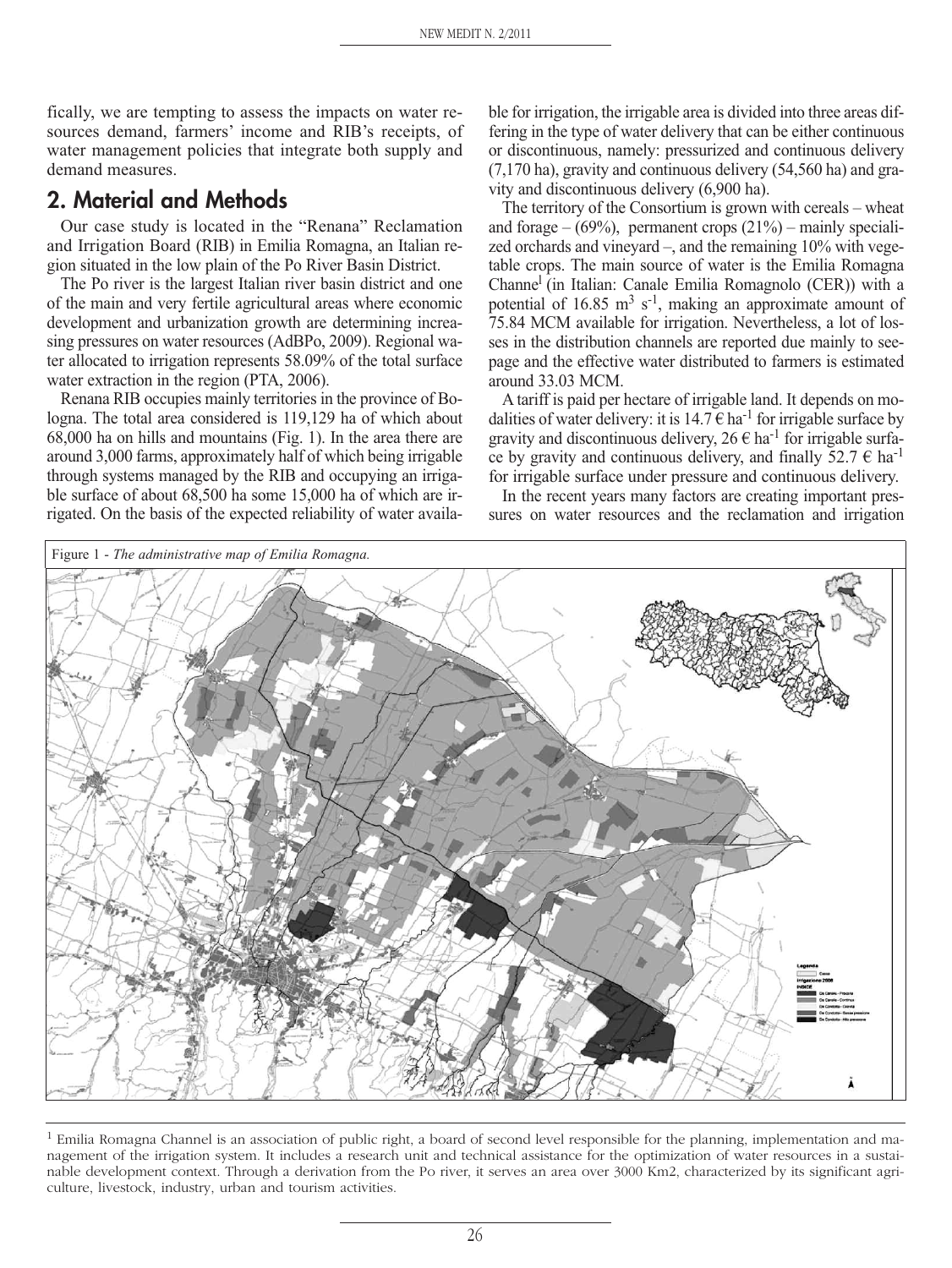fically, we are tempting to assess the impacts on water resources demand, farmers' income and RIB's receipts, of water management policies that integrate both supply and demand measures.

## 2. Material and Methods

Our case study is located in the "Renana" Reclamation and Irrigation Board (RIB) in Emilia Romagna, an Italian region situated in the low plain of the Po River Basin District.

The Po river is the largest Italian river basin district and one of the main and very fertile agricultural areas where economic development and urbanization growth are determining increasing pressures on water resources (AdBPo, 2009). Regional water allocated to irrigation represents 58.09% of the total surface water extraction in the region (PTA, 2006).

Renana RIB occupies mainly territories in the province of Bologna. The total area considered is 119,129 ha of which about 68,000 ha on hills and mountains (Fig. 1). In the area there are around 3,000 farms, approximately half of which being irrigable through systems managed by the RIB and occupying an irrigable surface of about 68,500 ha some 15,000 ha of which are irrigated. On the basis of the expected reliability of water available for irrigation, the irrigable area is divided into three areas differing in the type of water delivery that can be either continuous or discontinuous, namely: pressurized and continuous delivery (7,170 ha), gravity and continuous delivery (54,560 ha) and gravity and discontinuous delivery (6,900 ha).

The territory of the Consortium is grown with cereals – wheat and forage – (69%), permanent crops (21%) – mainly specialized orchards and vineyard –, and the remaining 10% with vegetable crops. The main source of water is the Emilia Romagna Channel[1] (in Italian: Canale Emilia Romagnolo (CER)) with a potential of 16.85 $m^3 s^{-1}$, making an approximate amount of 75.84 MCM available for irrigation. Nevertheless, a lot of losses in the distribution channels are reported due mainly to seepage and the effective water distributed to farmers is estimated around 33.03 MCM.

A tariff is paid per hectare of irrigable land. It depends on modalities of water delivery: it is 14.7 € $ha^{-1}$ for irrigable surface by gravity and discontinuous delivery, 26 € $ha^{-1}$ for irrigable surface by gravity and continuous delivery, and finally 52.7 € $ha^{-1}$ for irrigable surface under pressure and continuous delivery.

In the recent years many factors are creating important pressures on water resources and the reclamation and irrigation

Figure 1 - *The administrative map of Emilia Romagna.*

[1] Emilia Romagna Channel is an association of public right, a board of second level responsible for the planning, implementation and management of the irrigation system. It includes a research unit and technical assistance for the optimization of water resources in a sustainable development context. Through a derivation from the Po river, it serves an area over 3000 Km2, characterized by its significant agriculture, livestock, industry, urban and tourism activities.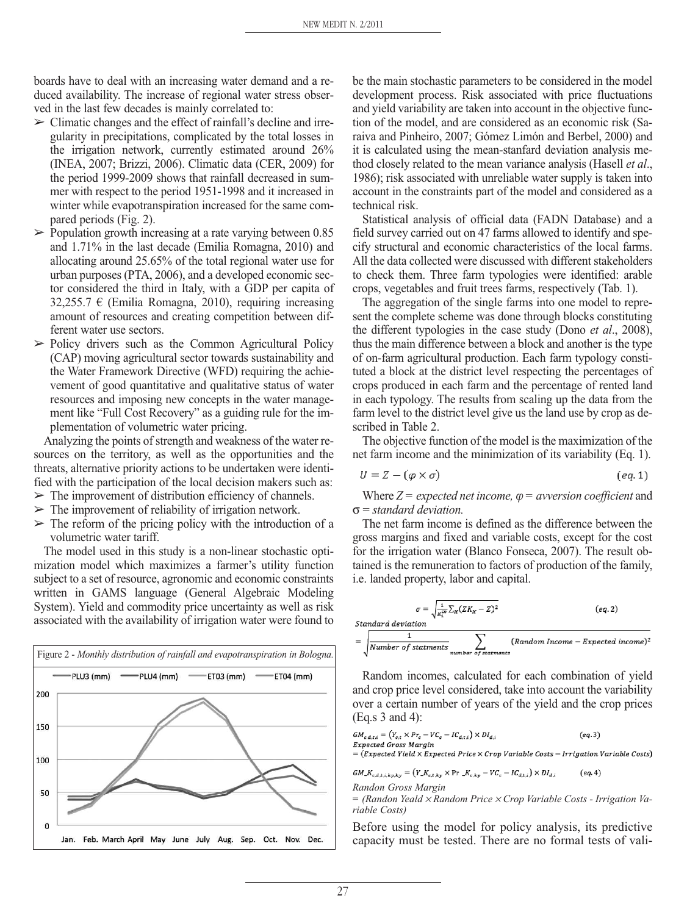boards have to deal with an increasing water demand and a reduced availability. The increase of regional water stress observed in the last few decades is mainly correlated to:

- Climatic changes and the effect of rainfall's decline and irregularity in precipitations, complicated by the total losses in the irrigation network, currently estimated around 26% (INEA, 2007; Brizzi, 2006). Climatic data (CER, 2009) for the period 1999-2009 shows that rainfall decreased in summer with respect to the period 1951-1998 and it increased in winter while evapotranspiration increased for the same compared periods (Fig. 2).
- Population growth increasing at a rate varying between 0.85 and 1.71% in the last decade (Emilia Romagna, 2010) and allocating around 25.65% of the total regional water use for urban purposes (PTA, 2006), and a developed economic sector considered the third in Italy, with a GDP per capita of 32,255.7 € (Emilia Romagna, 2010), requiring increasing amount of resources and creating competition between different water use sectors.
- Policy drivers such as the Common Agricultural Policy (CAP) moving agricultural sector towards sustainability and the Water Framework Directive (WFD) requiring the achievement of good quantitative and qualitative status of water resources and imposing new concepts in the water management like "Full Cost Recovery" as a guiding rule for the implementation of volumetric water pricing.

Analyzing the points of strength and weakness of the water resources on the territory, as well as the opportunities and the threats, alternative priority actions to be undertaken were identified with the participation of the local decision makers such as:

- The improvement of distribution efficiency of channels.
- The improvement of reliability of irrigation network.
- The reform of the pricing policy with the introduction of a volumetric water tariff.

The model used in this study is a non-linear stochastic optimization model which maximizes a farmer's utility function subject to a set of resource, agronomic and economic constraints written in GAMS language (General Algebraic Modeling System). Yield and commodity price uncertainty as well as risk associated with the availability of irrigation water were found to be the main stochastic parameters to be considered in the model development process. Risk associated with price fluctuations and yield variability are taken into account in the objective function of the model, and are considered as an economic risk (Saraiva and Pinheiro, 2007; Gómez Limón and Berbel, 2000) and it is calculated using the mean-stanfard deviation analysis method closely related to the mean variance analysis (Hasell *et al*., 1986); risk associated with unreliable water supply is taken into account in the constraints part of the model and considered as a technical risk.

Figure 2 - *Monthly distribution of rainfall and evapotranspiration in Bologna.*

Statistical analysis of official data (FADN Database) and a field survey carried out on 47 farms allowed to identify and specify structural and economic characteristics of the local farms. All the data collected were discussed with different stakeholders to check them. Three farm typologies were identified: arable crops, vegetables and fruit trees farms, respectively (Tab. 1).

The aggregation of the single farms into one model to represent the complete scheme was done through blocks constituting the different typologies in the case study (Dono *et al*., 2008), thus the main difference between a block and another is the type of on-farm agricultural production. Each farm typology constituted a block at the district level respecting the percentages of crops produced in each farm and the percentage of rented land in each typology. The results from scaling up the data from the farm level to the district level give us the land use by crop as described in Table 2.

The objective function of the model is the maximization of the net farm income and the minimization of its variability (Eq. 1).

$$U = Z - (\varphi \times \sigma) \qquad (eq.1)$$

Where *Z = expected net income, φ = avversion coefficient* and σ = *standard deviation.*

The net farm income is defined as the difference between the gross margins and fixed and variable costs, except for the cost for the irrigation water (Blanco Fonseca, 2007). The result obtained is the remuneration to factors of production of the family, i.e. landed property, labor and capital.

$$\sigma = \sqrt{\frac{1}{K_1^{20}} \sum_K (ZK_K - Z)^2} \qquad (eq.2)$$

$$\text{Standard deviation} = \sqrt{\frac{1}{\text{Number of statments}} \sum_{\text{number of statments}} (\text{Random Income} - \text{Expected income})^2}$$

Random incomes, calculated for each combination of yield and crop price level considered, take into account the variability over a certain number of years of the yield and the crop prices (Eq.s 3 and 4):

$$GM_{c,d,t,i} = (Y_{c,t} \times Pr_c - VC_c - IC_{d,t,i}) \times DI_{d,i} \qquad (eq.3)$$

$$\text{Expected Gross Margin} = (\text{Expected Yield} \times \text{Expected Price} \times \text{Crop Variable Costs} - \text{Irrigation Variable Costs})$$

$$GM\_K_{c,d,t,i,kp,ky} = (Y\_K_{c,t,ky} \times Pr\_K_{c,kp} - VC_c - IC_{d,t,i}) \times DI_{d,i} \qquad (eq.4)$$

*Randon Gross Margin = (Randon Yeald × Random Price × Crop Variable Costs - Irrigation Variable Costs)*

Before using the model for policy analysis, its predictive capacity must be tested. There are no formal tests of vali-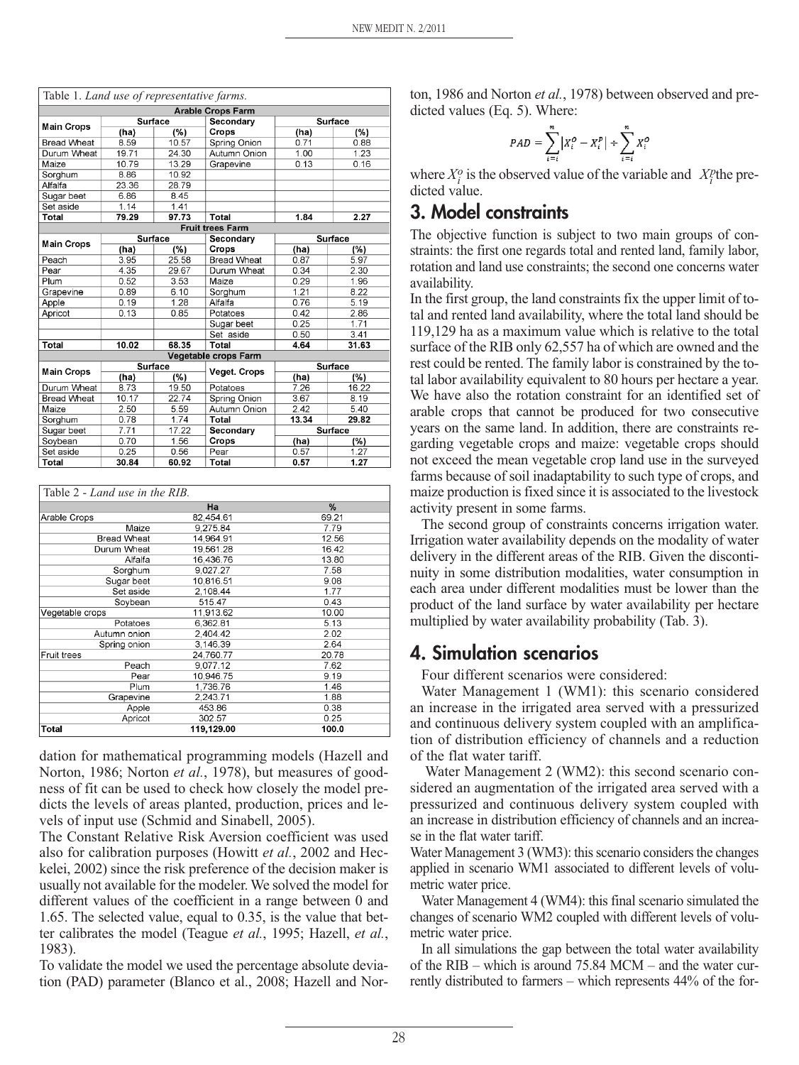Table 1. *Land use of representative farms.*

| Arable Crops Farm | | | | | |
|---|---|---|---|---|---|
| Main Crops | Surface | | Secondary | Surface | |
| | (ha) | (%) | Crops | (ha) | (%) |
| Bread Wheat | 8.59 | 10.57 | Spring Onion | 0.71 | 0.88 |
| Durum Wheat | 19.71 | 24.30 | Autumn Onion | 1.00 | 1.23 |
| Maize | 10.79 | 13.29 | Grapevine | 0.13 | 0.16 |
| Sorghum | 8.86 | 10.92 | | | |
| Alfalfa | 23.36 | 28.79 | | | |
| Sugar beet | 6.86 | 8.45 | | | |
| Set aside | 1.14 | 1.41 | | | |
| **Total** | **79.29** | **97.73** | **Total** | **1.84** | **2.27** |
| **Fruit trees Farm** | | | | | |
| Main Crops | Surface | | Secondary | Surface | |
| | (ha) | (%) | Crops | (ha) | (%) |
| Peach | 3.95 | 25.58 | Bread Wheat | 0.87 | 5.97 |
| Pear | 4.35 | 29.67 | Durum Wheat | 0.34 | 2.30 |
| Plum | 0.52 | 3.53 | Maize | 0.29 | 1.96 |
| Grapevine | 0.89 | 6.10 | Sorghum | 1.21 | 8.22 |
| Apple | 0.19 | 1.28 | Alfalfa | 0.76 | 5.19 |
| Apricot | 0.13 | 0.85 | Potatoes | 0.42 | 2.86 |
| | | | Sugar beet | 0.25 | 1.71 |
| | | | Set aside | 0.50 | 3.41 |
| **Total** | **10.02** | **68.35** | **Total** | **4.64** | **31.63** |
| **Vegetable crops Farm** | | | | | |
| Main Crops | Surface | | Veget. Crops | Surface | |
| | (ha) | (%) | | (ha) | (%) |
| Durum Wheat | 8.73 | 19.50 | Potatoes | 7.26 | 16.22 |
| Bread Wheat | 10.17 | 22.74 | Spring Onion | 3.67 | 8.19 |
| Maize | 2.50 | 5.59 | Autumn Onion | 2.42 | 5.40 |
| Sorghum | 0.78 | 1.74 | **Total** | **13.34** | **29.82** |
| Sugar beet | 7.71 | 17.22 | Secondary | Surface | |
| Soybean | 0.70 | 1.56 | Crops | (ha) | (%) |
| Set aside | 0.25 | 0.56 | Pear | 0.57 | 1.27 |
| **Total** | **30.84** | **60.92** | **Total** | **0.57** | **1.27** |

Table 2 - *Land use in the RIB.*

| | Ha | % |
|---|---|---|
| Arable Crops | 82,454.61 | 69.21 |
| Maize | 9,275.84 | 7.79 |
| Bread Wheat | 14,964.91 | 12.56 |
| Durum Wheat | 19,561.28 | 16.42 |
| Alfalfa | 16,436.76 | 13.80 |
| Sorghum | 9,027.27 | 7.58 |
| Sugar beet | 10,816.51 | 9.08 |
| Set aside | 2,108.44 | 1.77 |
| Soybean | 515.47 | 0.43 |
| Vegetable crops | 11,913.62 | 10.00 |
| Potatoes | 6,362.81 | 5.13 |
| Autumn onion | 2,404.42 | 2.02 |
| Spring onion | 3,146.39 | 2.64 |
| Fruit trees | 24,760.77 | 20.78 |
| Peach | 9,077.12 | 7.62 |
| Pear | 10,946.75 | 9.19 |
| Plum | 1,736.76 | 1.46 |
| Grapevine | 2,243.71 | 1.88 |
| Apple | 453.86 | 0.38 |
| Apricot | 302.57 | 0.25 |
| **Total** | **119,129.00** | **100.0** |

dation for mathematical programming models (Hazell and Norton, 1986; Norton *et al.*, 1978), but measures of goodness of fit can be used to check how closely the model predicts the levels of areas planted, production, prices and levels of input use (Schmid and Sinabell, 2005).

The Constant Relative Risk Aversion coefficient was used also for calibration purposes (Howitt *et al.*, 2002 and Heckelei, 2002) since the risk preference of the decision maker is usually not available for the modeler. We solved the model for different values of the coefficient in a range between 0 and 1.65. The selected value, equal to 0.35, is the value that better calibrates the model (Teague *et al.*, 1995; Hazell, *et al.*, 1983).

To validate the model we used the percentage absolute deviation (PAD) parameter (Blanco et al., 2008; Hazell and Norton, 1986 and Norton *et al.*, 1978) between observed and predicted values (Eq. 5). Where:

$$PAD = \sum_{i=i}^{n} \left| X_i^O - X_i^P \right| \div \sum_{i=i}^{n} X_i^O$$

where $X_i^o$ is the observed value of the variable and $X_i^p$ the predicted value.

## 3. Model constraints

The objective function is subject to two main groups of constraints: the first one regards total and rented land, family labor, rotation and land use constraints; the second one concerns water availability.

In the first group, the land constraints fix the upper limit of total and rented land availability, where the total land should be 119,129 ha as a maximum value which is relative to the total surface of the RIB only 62,557 ha of which are owned and the rest could be rented. The family labor is constrained by the total labor availability equivalent to 80 hours per hectare a year. We have also the rotation constraint for an identified set of arable crops that cannot be produced for two consecutive years on the same land. In addition, there are constraints regarding vegetable crops and maize: vegetable crops should not exceed the mean vegetable crop land use in the surveyed farms because of soil inadaptability to such type of crops, and maize production is fixed since it is associated to the livestock activity present in some farms.

The second group of constraints concerns irrigation water. Irrigation water availability depends on the modality of water delivery in the different areas of the RIB. Given the discontinuity in some distribution modalities, water consumption in each area under different modalities must be lower than the product of the land surface by water availability per hectare multiplied by water availability probability (Tab. 3).

## 4. Simulation scenarios

Four different scenarios were considered:

Water Management 1 (WM1): this scenario considered an increase in the irrigated area served with a pressurized and continuous delivery system coupled with an amplification of distribution efficiency of channels and a reduction of the flat water tariff.

Water Management 2 (WM2): this second scenario considered an augmentation of the irrigated area served with a pressurized and continuous delivery system coupled with an increase in distribution efficiency of channels and an increase in the flat water tariff.

Water Management 3 (WM3): this scenario considers the changes applied in scenario WM1 associated to different levels of volumetric water price.

Water Management 4 (WM4): this final scenario simulated the changes of scenario WM2 coupled with different levels of volumetric water price.

In all simulations the gap between the total water availability of the RIB – which is around 75.84 MCM – and the water currently distributed to farmers – which represents 44% of the for-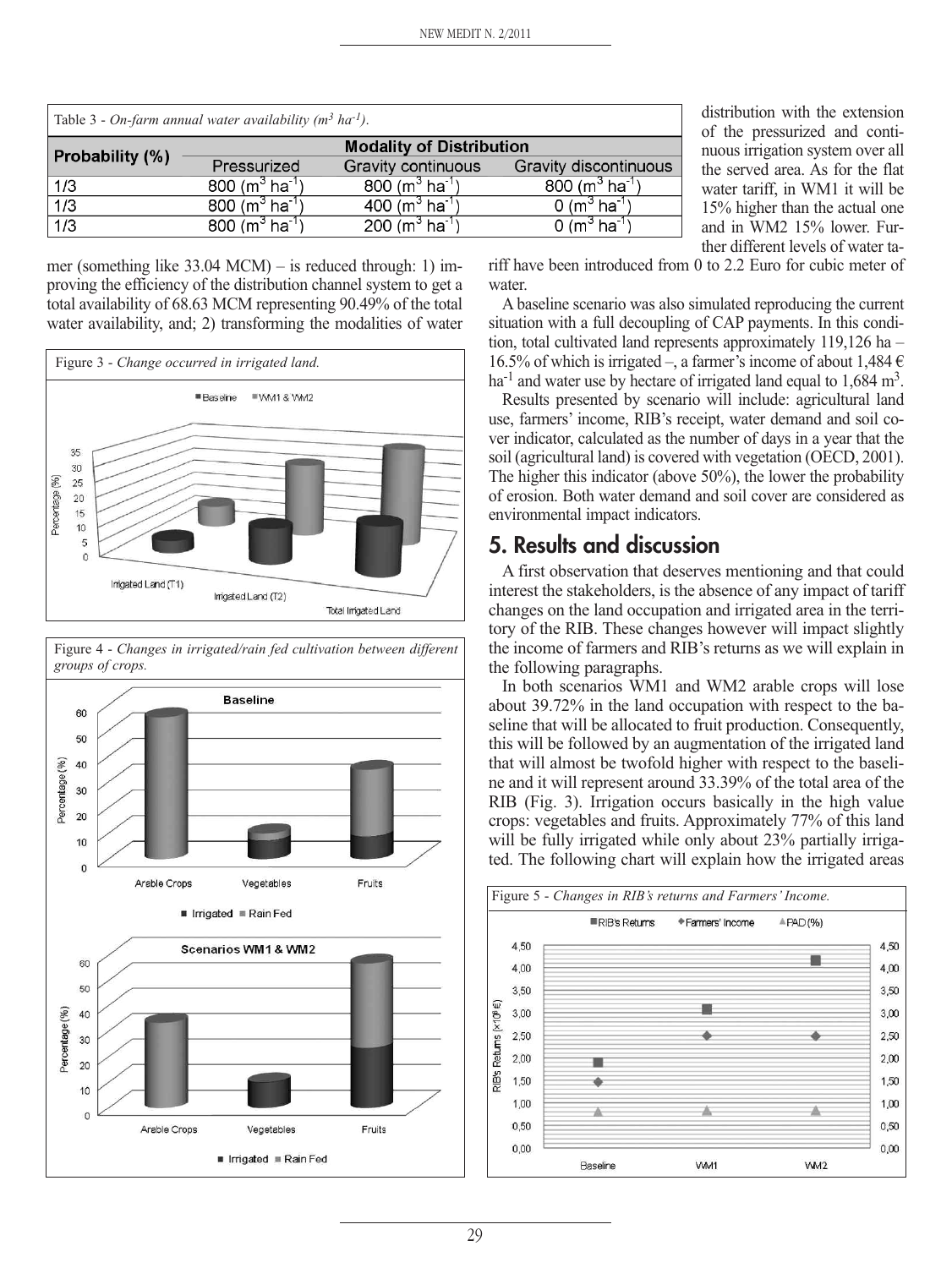Table 3 - *On-farm annual water availability ($m^3$ $ha^{-1}$).*

| Probability (%) | Modality of Distribution | | |
|---|---|---|---|
| | Pressurized | Gravity continuous | Gravity discontinuous |
| 1/3 | 800 ($m^3$ $ha^{-1}$) | 800 ($m^3$ $ha^{-1}$) | 800 ($m^3$ $ha^{-1}$) |
| 1/3 | 800 ($m^3$ $ha^{-1}$) | 400 ($m^3$ $ha^{-1}$) | 0 ($m^3$ $ha^{-1}$) |
| 1/3 | 800 ($m^3$ $ha^{-1}$) | 200 ($m^3$ $ha^{-1}$) | 0 ($m^3$ $ha^{-1}$) |

mer (something like 33.04 MCM) – is reduced through: 1) improving the efficiency of the distribution channel system to get a total availability of 68.63 MCM representing 90.49% of the total water availability, and; 2) transforming the modalities of water distribution with the extension of the pressurized and continuous irrigation system over all the served area. As for the flat water tariff, in WM1 it will be 15% higher than the actual one and in WM2 15% lower. Further different levels of water tariff have been introduced from 0 to 2.2 Euro for cubic meter of water.

A baseline scenario was also simulated reproducing the current situation with a full decoupling of CAP payments. In this condition, total cultivated land represents approximately 119,126 ha – 16.5% of which is irrigated –, a farmer's income of about 1,484 € $ha^{-1}$ and water use by hectare of irrigated land equal to 1,684 $m^3$.

Results presented by scenario will include: agricultural land use, farmers' income, RIB's receipt, water demand and soil cover indicator, calculated as the number of days in a year that the soil (agricultural land) is covered with vegetation (OECD, 2001). The higher this indicator (above 50%), the lower the probability of erosion. Both water demand and soil cover are considered as environmental impact indicators.

Figure 3 - *Change occurred in irrigated land.*

Figure 4 - *Changes in irrigated/rain fed cultivation between different groups of crops.*

## 5. Results and discussion

A first observation that deserves mentioning and that could interest the stakeholders, is the absence of any impact of tariff changes on the land occupation and irrigated area in the territory of the RIB. These changes however will impact slightly the income of farmers and RIB's returns as we will explain in the following paragraphs.

In both scenarios WM1 and WM2 arable crops will lose about 39.72% in the land occupation with respect to the baseline that will be allocated to fruit production. Consequently, this will be followed by an augmentation of the irrigated land that will almost be twofold higher with respect to the baseline and it will represent around 33.39% of the total area of the RIB (Fig. 3). Irrigation occurs basically in the high value crops: vegetables and fruits. Approximately 77% of this land will be fully irrigated while only about 23% partially irrigated. The following chart will explain how the irrigated areas

Figure 5 - *Changes in RIB's returns and Farmers' Income.*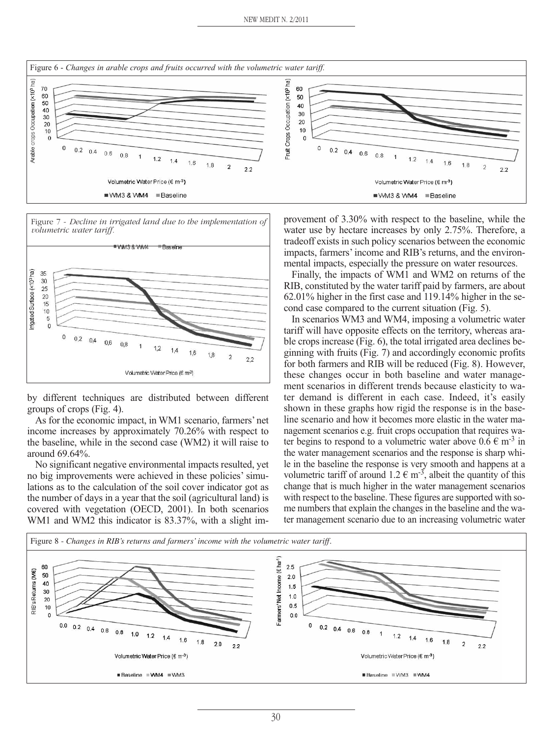Figure 6 - *Changes in arable crops and fruits occurred with the volumetric water tariff.*

Figure 7 - *Decline in irrigated land due to the implementation of volumetric water tariff.*

by different techniques are distributed between different groups of crops (Fig. 4).

As for the economic impact, in WM1 scenario, farmers' net income increases by approximately 70.26% with respect to the baseline, while in the second case (WM2) it will raise to around 69.64%.

No significant negative environmental impacts resulted, yet no big improvements were achieved in these policies' simulations as to the calculation of the soil cover indicator got as the number of days in a year that the soil (agricultural land) is covered with vegetation (OECD, 2001). In both scenarios WM1 and WM2 this indicator is 83.37%, with a slight improvement of 3.30% with respect to the baseline, while the water use by hectare increases by only 2.75%. Therefore, a tradeoff exists in such policy scenarios between the economic impacts, farmers' income and RIB's returns, and the environmental impacts, especially the pressure on water resources.

Finally, the impacts of WM1 and WM2 on returns of the RIB, constituted by the water tariff paid by farmers, are about 62.01% higher in the first case and 119.14% higher in the second case compared to the current situation (Fig. 5).

In scenarios WM3 and WM4, imposing a volumetric water tariff will have opposite effects on the territory, whereas arable crops increase (Fig. 6), the total irrigated area declines beginning with fruits (Fig. 7) and accordingly economic profits for both farmers and RIB will be reduced (Fig. 8). However, these changes occur in both baseline and water management scenarios in different trends because elasticity to water demand is different in each case. Indeed, it's easily shown in these graphs how rigid the response is in the baseline scenario and how it becomes more elastic in the water management scenarios e.g. fruit crops occupation that requires water begins to respond to a volumetric water above 0.6 € m$^{-3}$ in the water management scenarios and the response is sharp while in the baseline the response is very smooth and happens at a volumetric tariff of around 1.2 € m$^{-3}$, albeit the quantity of this change that is much higher in the water management scenarios with respect to the baseline. These figures are supported with some numbers that explain the changes in the baseline and the water management scenario due to an increasing volumetric water

Figure 8 - *Changes in RIB's returns and farmers' income with the volumetric water tariff.*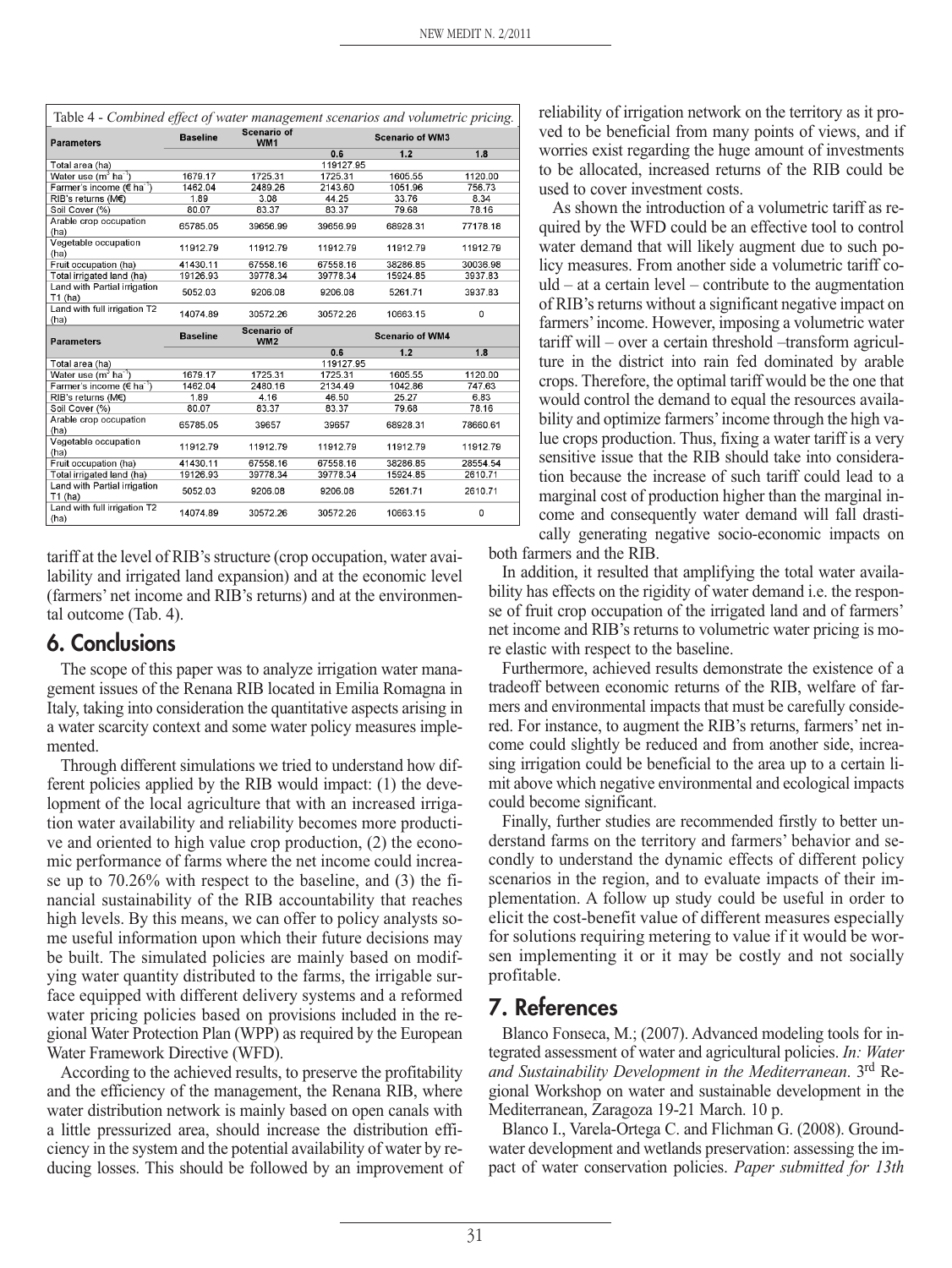Table 4 - *Combined effect of water management scenarios and volumetric pricing.*

| Parameters | Baseline | Scenario of WM1 | Scenario of WM3 | | |
|---|---|---|---|---|---|
| | | | 0.6 | 1.2 | 1.8 |
| Total area (ha) | | | 119127.95 | | |
| Water use ($m^3$ $ha^{-1}$) | 1679.17 | 1725.31 | 1725.31 | 1605.55 | 1120.00 |
| Farmer's income (€ $ha^{-1}$) | 1462.04 | 2489.26 | 2143.60 | 1051.96 | 756.73 |
| RIB's returns (M€) | 1.89 | 3.08 | 44.25 | 33.76 | 8.34 |
| Soil Cover (%) | 80.07 | 83.37 | 83.37 | 79.68 | 78.16 |
| Arable crop occupation (ha) | 65785.05 | 39656.99 | 39656.99 | 68928.31 | 77178.18 |
| Vegetable occupation (ha) | 11912.79 | 11912.79 | 11912.79 | 11912.79 | 11912.79 |
| Fruit occupation (ha) | 41430.11 | 67558.16 | 67558.16 | 38286.85 | 30036.98 |
| Total irrigated land (ha) | 19126.93 | 39778.34 | 39778.34 | 15924.85 | 3937.83 |
| Land with Partial irrigation T1 (ha) | 5052.03 | 9206.08 | 9206.08 | 5261.71 | 3937.83 |
| Land with full irrigation T2 (ha) | 14074.89 | 30572.26 | 30572.26 | 10663.15 | 0 |
| **Parameters** | **Baseline** | **Scenario of WM2** | **Scenario of WM4** | | |
| | | | 0.6 | 1.2 | 1.8 |
| Total area (ha) | | | 119127.95 | | |
| Water use ($m^3$ $ha^{-1}$) | 1679.17 | 1725.31 | 1725.31 | 1605.55 | 1120.00 |
| Farmer's income (€ $ha^{-1}$) | 1462.04 | 2480.16 | 2134.49 | 1042.86 | 747.63 |
| RIB's returns (M€) | 1.89 | 4.16 | 46.50 | 25.27 | 6.83 |
| Soil Cover (%) | 80.07 | 83.37 | 83.37 | 79.68 | 78.16 |
| Arable crop occupation (ha) | 65785.05 | 39657 | 39657 | 68928.31 | 78660.61 |
| Vegetable occupation (ha) | 11912.79 | 11912.79 | 11912.79 | 11912.79 | 11912.79 |
| Fruit occupation (ha) | 41430.11 | 67558.16 | 67558.16 | 38286.85 | 28554.54 |
| Total irrigated land (ha) | 19126.93 | 39778.34 | 39778.34 | 15924.85 | 2610.71 |
| Land with Partial irrigation T1 (ha) | 5052.03 | 9206.08 | 9206.08 | 5261.71 | 2610.71 |
| Land with full irrigation T2 (ha) | 14074.89 | 30572.26 | 30572.26 | 10663.15 | 0 |

tariff at the level of RIB's structure (crop occupation, water availability and irrigated land expansion) and at the economic level (farmers' net income and RIB's returns) and at the environmental outcome (Tab. 4).

## 6. Conclusions

The scope of this paper was to analyze irrigation water management issues of the Renana RIB located in Emilia Romagna in Italy, taking into consideration the quantitative aspects arising in a water scarcity context and some water policy measures implemented.

Through different simulations we tried to understand how different policies applied by the RIB would impact: (1) the development of the local agriculture that with an increased irrigation water availability and reliability becomes more productive and oriented to high value crop production, (2) the economic performance of farms where the net income could increase up to 70.26% with respect to the baseline, and (3) the financial sustainability of the RIB accountability that reaches high levels. By this means, we can offer to policy analysts some useful information upon which their future decisions may be built. The simulated policies are mainly based on modifying water quantity distributed to the farms, the irrigable surface equipped with different delivery systems and a reformed water pricing policies based on provisions included in the regional Water Protection Plan (WPP) as required by the European Water Framework Directive (WFD).

According to the achieved results, to preserve the profitability and the efficiency of the management, the Renana RIB, where water distribution network is mainly based on open canals with a little pressurized area, should increase the distribution efficiency in the system and the potential availability of water by reducing losses. This should be followed by an improvement of reliability of irrigation network on the territory as it proved to be beneficial from many points of views, and if worries exist regarding the huge amount of investments to be allocated, increased returns of the RIB could be used to cover investment costs.

As shown the introduction of a volumetric tariff as required by the WFD could be an effective tool to control water demand that will likely augment due to such policy measures. From another side a volumetric tariff could – at a certain level – contribute to the augmentation of RIB's returns without a significant negative impact on farmers' income. However, imposing a volumetric water tariff will – over a certain threshold –transform agriculture in the district into rain fed dominated by arable crops. Therefore, the optimal tariff would be the one that would control the demand to equal the resources availability and optimize farmers' income through the high value crops production. Thus, fixing a water tariff is a very sensitive issue that the RIB should take into consideration because the increase of such tariff could lead to a marginal cost of production higher than the marginal income and consequently water demand will fall drastically generating negative socio-economic impacts on both farmers and the RIB.

In addition, it resulted that amplifying the total water availability has effects on the rigidity of water demand i.e. the response of fruit crop occupation of the irrigated land and of farmers' net income and RIB's returns to volumetric water pricing is more elastic with respect to the baseline.

Furthermore, achieved results demonstrate the existence of a tradeoff between economic returns of the RIB, welfare of farmers and environmental impacts that must be carefully considered. For instance, to augment the RIB's returns, farmers' net income could slightly be reduced and from another side, increasing irrigation could be beneficial to the area up to a certain limit above which negative environmental and ecological impacts could become significant.

Finally, further studies are recommended firstly to better understand farms on the territory and farmers' behavior and secondly to understand the dynamic effects of different policy scenarios in the region, and to evaluate impacts of their implementation. A follow up study could be useful in order to elicit the cost-benefit value of different measures especially for solutions requiring metering to value if it would be worsen implementing it or it may be costly and not socially profitable.

## 7. References

Blanco Fonseca, M.; (2007). Advanced modeling tools for integrated assessment of water and agricultural policies. *In: Water and Sustainability Development in the Mediterranean*. 3rd Regional Workshop on water and sustainable development in the Mediterranean, Zaragoza 19-21 March. 10 p.

Blanco I., Varela-Ortega C. and Flichman G. (2008). Groundwater development and wetlands preservation: assessing the impact of water conservation policies. *Paper submitted for 13th*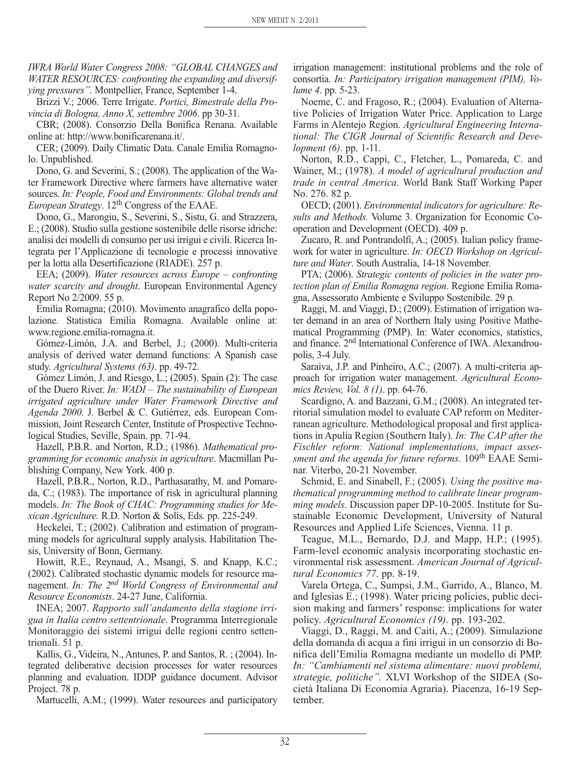*IWRA World Water Congress 2008: "GLOBAL CHANGES and WATER RESOURCES: confronting the expanding and diversifying pressures"*. Montpellier, France, September 1-4.

Brizzi V.; 2006. Terre Irrigate. *Portici, Bimestrale della Provincia di Bologna, Anno X, settembre 2006*. pp 30-31.

CBR; (2008). Consorzio Della Bonifica Renana. Available online at: http://www.bonificarenana.it/.

CER; (2009). Daily Climatic Data. Canale Emilia Romagnolo. Unpublished.

Dono, G. and Severini, S.; (2008). The application of the Water Framework Directive where farmers have alternative water sources. *In: People, Food and Environments: Global trends and European Strategy*. 12th Congress of the EAAE.

Dono, G., Marongiu, S., Severini, S., Sistu, G. and Strazzera, E.; (2008). Studio sulla gestione sostenibile delle risorse idriche: analisi dei modelli di consumo per usi irrigui e civili. Ricerca Integrata per l'Applicazione di tecnologie e processi innovative per la lotta alla Desertificazione (RIADE). 257 p.

EEA; (2009). *Water resources across Europe – confronting water scarcity and drought*. European Environmental Agency Report No 2/2009. 55 p.

Emilia Romagna; (2010). Movimento anagrafico della popolazione. Statistica Emilia Romagna. Available online at: www.regione.emilia-romagna.it.

Gómez-Limón, J.A. and Berbel, J.; (2000). Multi-criteria analysis of derived water demand functions: A Spanish case study. *Agricultural Systems (63)*. pp. 49-72.

Gómez Limón, J. and Riesgo, L.; (2005). Spain (2): The case of the Duero River. *In: WADI – The sustainability of European irrigated agriculture under Water Framework Directive and Agenda 2000*. J. Berbel & C. Gutiérrez, eds. European Commission, Joint Research Center, Institute of Prospective Technological Studies, Seville, Spain. pp. 71-94.

Hazell, P.B.R. and Norton, R.D.; (1986). *Mathematical programming for economic analysis in agriculture*. Macmillan Publishing Company, New York. 400 p.

Hazell, P.B.R., Norton, R.D., Parthasarathy, M. and Pomareda, C.; (1983). The importance of risk in agricultural planning models. *In: The Book of CHAC: Programming studies for Mexican Agriculture.* R.D. Norton & Solis, Eds. pp. 225-249.

Heckelei, T.; (2002). Calibration and estimation of programming models for agricultural supply analysis. Habilitation Thesis, University of Bonn, Germany.

Howitt, R.E., Reynaud, A., Msangi, S. and Knapp, K.C.; (2002). Calibrated stochastic dynamic models for resource management. *In: The 2nd World Congress of Environmental and Resource Economists*. 24-27 June, California.

INEA; 2007. *Rapporto sull'andamento della stagione irrigua in Italia centro settentrionale*. Programma Interregionale Monitoraggio dei sistemi irrigui delle regioni centro settentrionali. 51 p.

Kallis, G., Videira, N., Antunes, P. and Santos, R. ; (2004). Integrated deliberative decision processes for water resources planning and evaluation. IDDP guidance document. Advisor Project. 78 p.

Martucelli, A.M.; (1999). Water resources and participatory irrigation management: institutional problems and the role of consortia. *In: Participatory irrigation management (PIM), Volume 4*. pp. 5-23.

Noeme, C. and Fragoso, R.; (2004). Evaluation of Alternative Policies of Irrigation Water Price. Application to Large Farms in Alentejo Region. *Agricultural Engineering International: The CIGR Journal of Scientific Research and Development (6)*. pp. 1-11.

Norton, R.D., Cappi, C., Fletcher, L., Pomareda, C. and Wainer, M.; (1978). *A model of agricultural production and trade in central America*. World Bank Staff Working Paper No. 276. 82 p.

OECD; (2001). *Environmental indicators for agriculture: Results and Methods.* Volume 3. Organization for Economic Cooperation and Development (OECD). 409 p.

Zucaro, R. and Pontrandolfi, A.; (2005). Italian policy framework for water in agriculture. *In: OECD Workshop on Agriculture and Water*. South Australia, 14-18 November.

PTA; (2006). *Strategic contents of policies in the water protection plan of Emilia Romagna region*. Regione Emilia Romagna, Assessorato Ambiente e Sviluppo Sostenibile. 29 p.

Raggi, M. and Viaggi, D.; (2009). Estimation of irrigation water demand in an area of Northern Italy using Positive Mathematical Programming (PMP). In: Water economics, statistics, and finance. 2nd International Conference of IWA. Alexandroupolis, 3-4 July.

Saraiva, J.P. and Pinheiro, A.C.; (2007). A multi-criteria approach for irrigation water management. *Agricultural Economics Review, Vol. 8 (1)*. pp. 64-76.

Scardigno, A. and Bazzani, G.M.; (2008). An integrated territorial simulation model to evaluate CAP reform on Mediterranean agriculture. Methodological proposal and first applications in Apulia Region (Southern Italy). *In: The CAP after the Fischler reform: National implementations, impact assessment and the agenda for future reforms*. 109th EAAE Seminar. Viterbo, 20-21 November.

Schmid, E. and Sinabell, F.; (2005). *Using the positive mathematical programming method to calibrate linear programming models*. Discussion paper DP-10-2005. Institute for Sustainable Economic Development, University of Natural Resources and Applied Life Sciences, Vienna. 11 p.

Teague, M.L., Bernardo, D.J. and Mapp, H.P.; (1995). Farm-level economic analysis incorporating stochastic environmental risk assessment. *American Journal of Agricultural Economics 77*. pp. 8-19.

Varela Ortega, C., Sumpsi, J.M., Garrido, A., Blanco, M. and Iglesias E.; (1998). Water pricing policies, public decision making and farmers' response: implications for water policy. *Agricultural Economics (19)*. pp. 193-202.

Viaggi, D., Raggi, M. and Caiti, A.; (2009). Simulazione della domanda di acqua a fini irrigui in un consorzio di Bonifica dell'Emilia Romagna mediante un modello di PMP. *In: "Cambiamenti nel sistema alimentare: nuovi problemi, strategie, politiche".* XLVI Workshop of the SIDEA (Società Italiana Di Economia Agraria). Piacenza, 16-19 September.